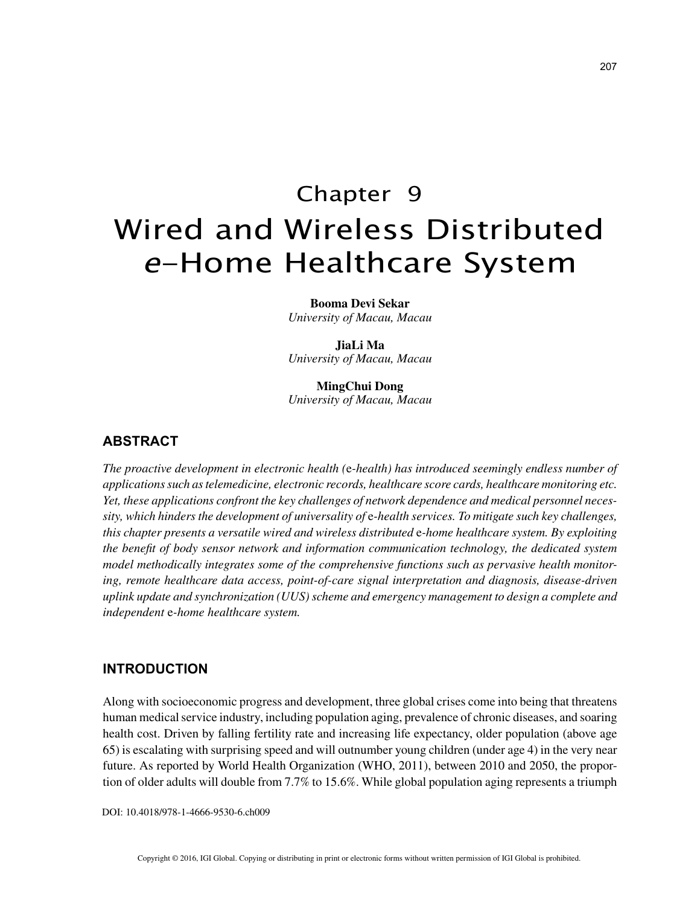# Chapter 9
# Wired and Wireless Distributed *e*-Home Healthcare System

**Booma Devi Sekar**
*University of Macau, Macau*

**JiaLi Ma**
*University of Macau, Macau*

**MingChui Dong**
*University of Macau, Macau*

## ABSTRACT

*The proactive development in electronic health (*e*-health) has introduced seemingly endless number of applications such as telemedicine, electronic records, healthcare score cards, healthcare monitoring etc. Yet, these applications confront the key challenges of network dependence and medical personnel necessity, which hinders the development of universality of* e*-health services. To mitigate such key challenges, this chapter presents a versatile wired and wireless distributed* e*-home healthcare system. By exploiting the benefit of body sensor network and information communication technology, the dedicated system model methodically integrates some of the comprehensive functions such as pervasive health monitoring, remote healthcare data access, point-of-care signal interpretation and diagnosis, disease-driven uplink update and synchronization (UUS) scheme and emergency management to design a complete and independent* e*-home healthcare system.*

## INTRODUCTION

Along with socioeconomic progress and development, three global crises come into being that threatens human medical service industry, including population aging, prevalence of chronic diseases, and soaring health cost. Driven by falling fertility rate and increasing life expectancy, older population (above age 65) is escalating with surprising speed and will outnumber young children (under age 4) in the very near future. As reported by World Health Organization (WHO, 2011), between 2010 and 2050, the proportion of older adults will double from 7.7% to 15.6%. While global population aging represents a triumph

DOI: 10.4018/978-1-4666-9530-6.ch009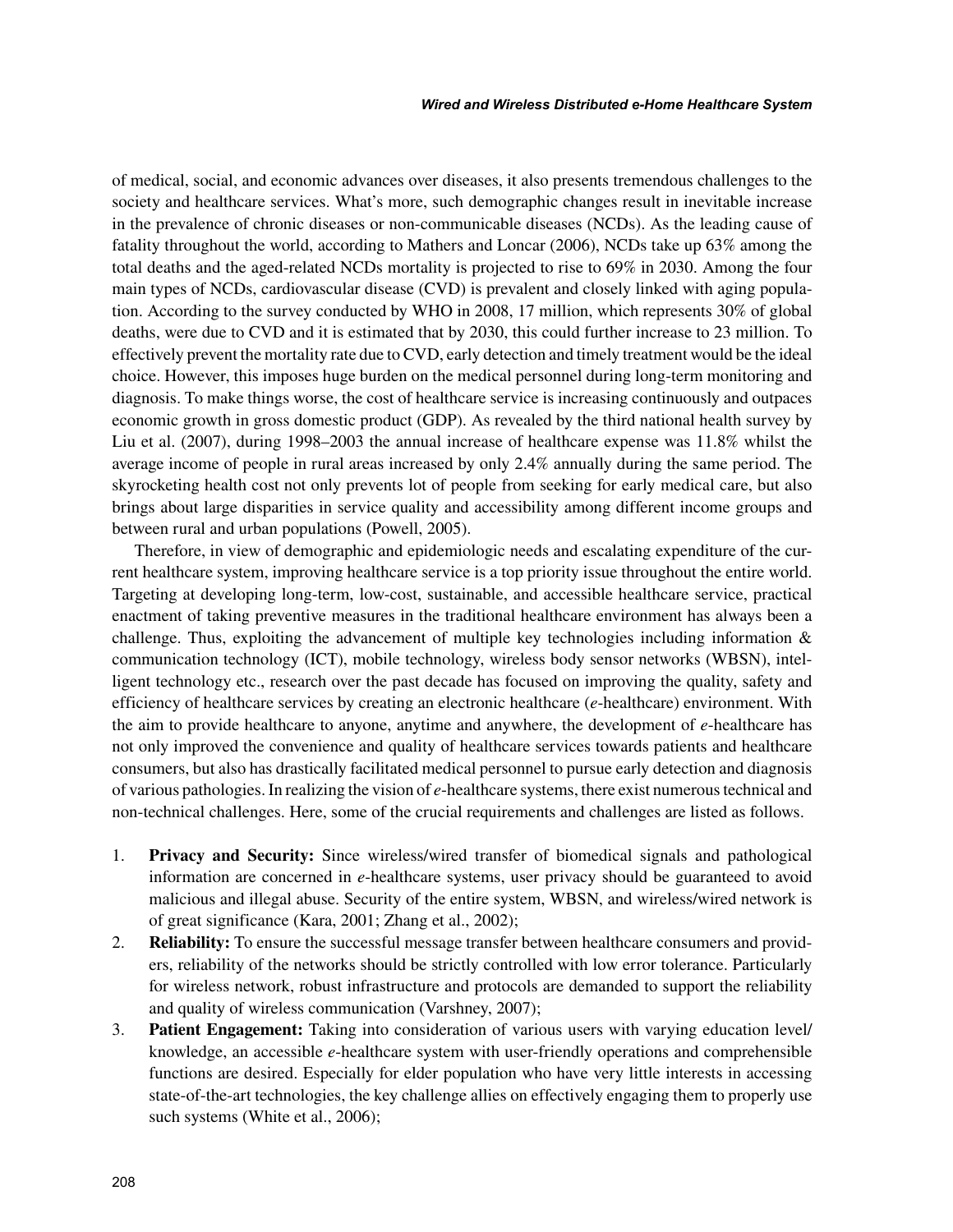of medical, social, and economic advances over diseases, it also presents tremendous challenges to the society and healthcare services. What's more, such demographic changes result in inevitable increase in the prevalence of chronic diseases or non-communicable diseases (NCDs). As the leading cause of fatality throughout the world, according to Mathers and Loncar (2006), NCDs take up 63% among the total deaths and the aged-related NCDs mortality is projected to rise to 69% in 2030. Among the four main types of NCDs, cardiovascular disease (CVD) is prevalent and closely linked with aging population. According to the survey conducted by WHO in 2008, 17 million, which represents 30% of global deaths, were due to CVD and it is estimated that by 2030, this could further increase to 23 million. To effectively prevent the mortality rate due to CVD, early detection and timely treatment would be the ideal choice. However, this imposes huge burden on the medical personnel during long-term monitoring and diagnosis. To make things worse, the cost of healthcare service is increasing continuously and outpaces economic growth in gross domestic product (GDP). As revealed by the third national health survey by Liu et al. (2007), during 1998–2003 the annual increase of healthcare expense was 11.8% whilst the average income of people in rural areas increased by only 2.4% annually during the same period. The skyrocketing health cost not only prevents lot of people from seeking for early medical care, but also brings about large disparities in service quality and accessibility among different income groups and between rural and urban populations (Powell, 2005).

Therefore, in view of demographic and epidemiologic needs and escalating expenditure of the current healthcare system, improving healthcare service is a top priority issue throughout the entire world. Targeting at developing long-term, low-cost, sustainable, and accessible healthcare service, practical enactment of taking preventive measures in the traditional healthcare environment has always been a challenge. Thus, exploiting the advancement of multiple key technologies including information & communication technology (ICT), mobile technology, wireless body sensor networks (WBSN), intelligent technology etc., research over the past decade has focused on improving the quality, safety and efficiency of healthcare services by creating an electronic healthcare (*e*-healthcare) environment. With the aim to provide healthcare to anyone, anytime and anywhere, the development of *e*-healthcare has not only improved the convenience and quality of healthcare services towards patients and healthcare consumers, but also has drastically facilitated medical personnel to pursue early detection and diagnosis of various pathologies. In realizing the vision of *e*-healthcare systems, there exist numerous technical and non-technical challenges. Here, some of the crucial requirements and challenges are listed as follows.

1. **Privacy and Security:** Since wireless/wired transfer of biomedical signals and pathological information are concerned in *e*-healthcare systems, user privacy should be guaranteed to avoid malicious and illegal abuse. Security of the entire system, WBSN, and wireless/wired network is of great significance (Kara, 2001; Zhang et al., 2002);
2. **Reliability:** To ensure the successful message transfer between healthcare consumers and providers, reliability of the networks should be strictly controlled with low error tolerance. Particularly for wireless network, robust infrastructure and protocols are demanded to support the reliability and quality of wireless communication (Varshney, 2007);
3. **Patient Engagement:** Taking into consideration of various users with varying education level/ knowledge, an accessible *e*-healthcare system with user-friendly operations and comprehensible functions are desired. Especially for elder population who have very little interests in accessing state-of-the-art technologies, the key challenge allies on effectively engaging them to properly use such systems (White et al., 2006);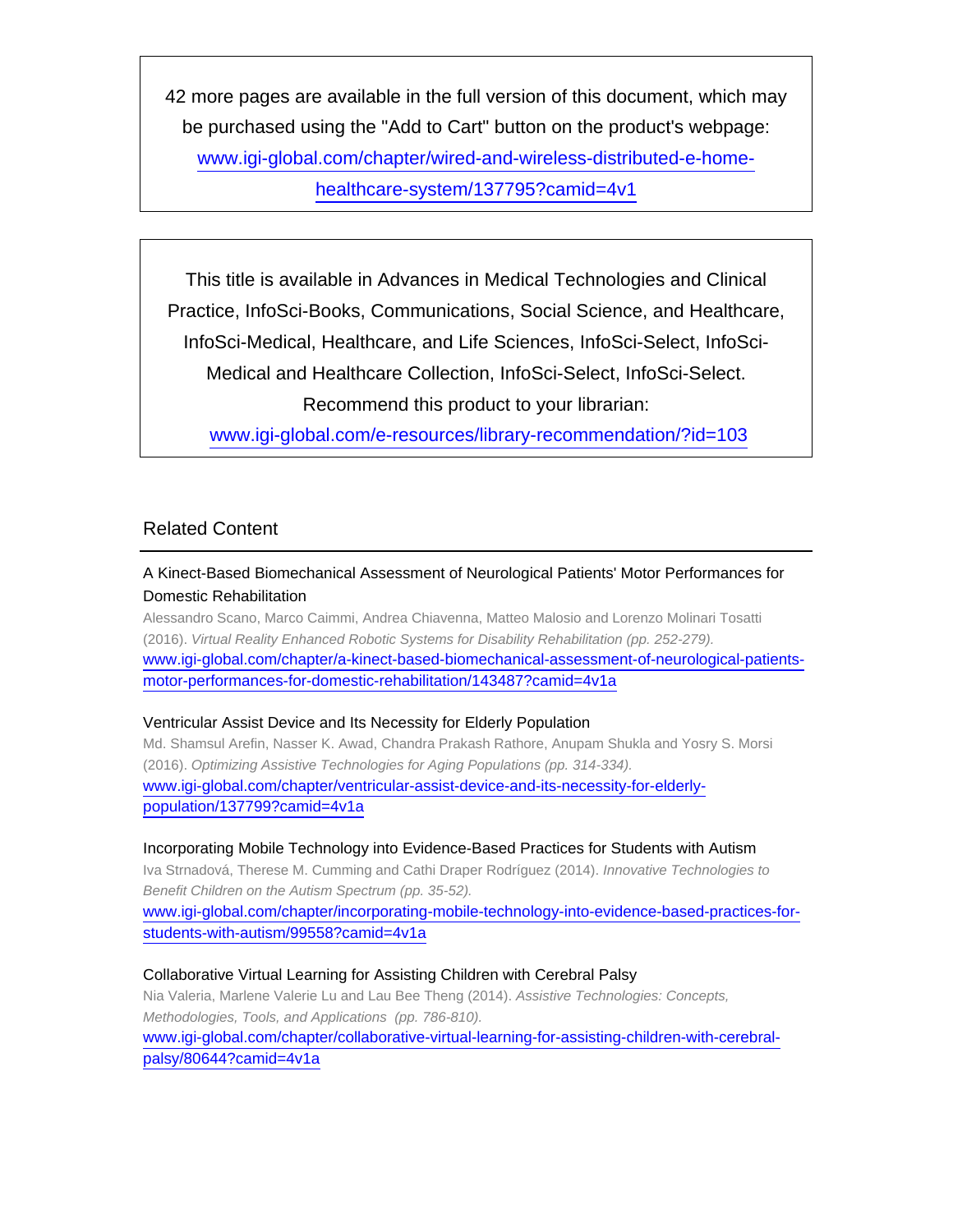42 more pages are available in the full version of this document, which may be purchased using the "Add to Cart" button on the product's webpage: www.igi-global.com/chapter/wired-and-wireless-distributed-e-home-healthcare-system/137795?camid=4v1

This title is available in Advances in Medical Technologies and Clinical Practice, InfoSci-Books, Communications, Social Science, and Healthcare, InfoSci-Medical, Healthcare, and Life Sciences, InfoSci-Select, InfoSci-Medical and Healthcare Collection, InfoSci-Select, InfoSci-Select. Recommend this product to your librarian: www.igi-global.com/e-resources/library-recommendation/?id=103

## Related Content

A Kinect-Based Biomechanical Assessment of Neurological Patients' Motor Performances for Domestic Rehabilitation
Alessandro Scano, Marco Caimmi, Andrea Chiavenna, Matteo Malosio and Lorenzo Molinari Tosatti (2016). *Virtual Reality Enhanced Robotic Systems for Disability Rehabilitation (pp. 252-279).*
www.igi-global.com/chapter/a-kinect-based-biomechanical-assessment-of-neurological-patients-motor-performances-for-domestic-rehabilitation/143487?camid=4v1a

Ventricular Assist Device and Its Necessity for Elderly Population
Md. Shamsul Arefin, Nasser K. Awad, Chandra Prakash Rathore, Anupam Shukla and Yosry S. Morsi (2016). *Optimizing Assistive Technologies for Aging Populations (pp. 314-334).*
www.igi-global.com/chapter/ventricular-assist-device-and-its-necessity-for-elderly-population/137799?camid=4v1a

Incorporating Mobile Technology into Evidence-Based Practices for Students with Autism
Iva Strnadová, Therese M. Cumming and Cathi Draper Rodríguez (2014). *Innovative Technologies to Benefit Children on the Autism Spectrum (pp. 35-52).*
www.igi-global.com/chapter/incorporating-mobile-technology-into-evidence-based-practices-for-students-with-autism/99558?camid=4v1a

Collaborative Virtual Learning for Assisting Children with Cerebral Palsy
Nia Valeria, Marlene Valerie Lu and Lau Bee Theng (2014). *Assistive Technologies: Concepts, Methodologies, Tools, and Applications (pp. 786-810).*
www.igi-global.com/chapter/collaborative-virtual-learning-for-assisting-children-with-cerebral-palsy/80644?camid=4v1a